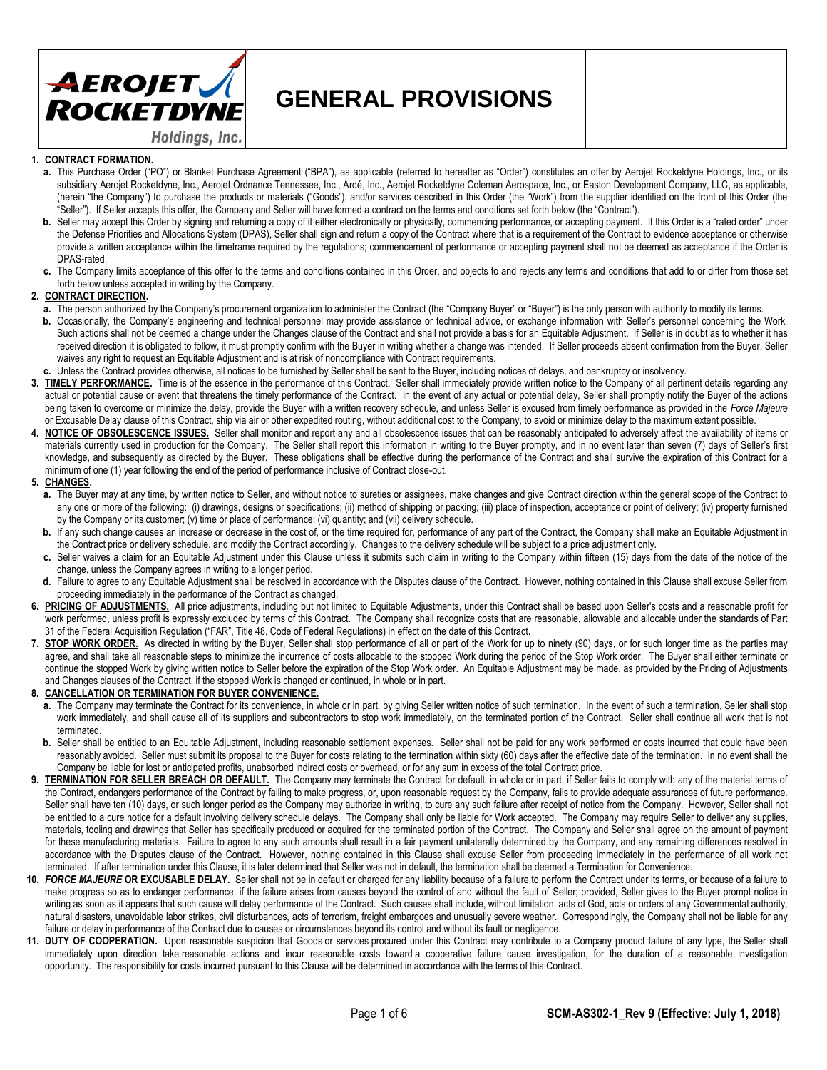# GENERAL PROVISIONS

**1. CONTRACT FORMATION.**

a. This Purchase Order ("PO") or Blanket Purchase Agreement ("BPA"), as applicable (referred to hereafter as "Order") constitutes an offer by Aerojet Rocketdyne Holdings, Inc., or its subsidiary Aerojet Rocketdyne, Inc., Aerojet Ordnance Tennessee, Inc., Ardé, Inc., Aerojet Rocketdyne Coleman Aerospace, Inc., or Easton Development Company, LLC, as applicable, (herein "the Company") to purchase the products or materials ("Goods"), and/or services described in this Order (the "Work") from the supplier identified on the front of this Order (the "Seller"). If Seller accepts this offer, the Company and Seller will have formed a contract on the terms and conditions set forth below (the "Contract").

b. Seller may accept this Order by signing and returning a copy of it either electronically or physically, commencing performance, or accepting payment. If this Order is a "rated order" under the Defense Priorities and Allocations System (DPAS), Seller shall sign and return a copy of the Contract where that is a requirement of the Contract to evidence acceptance or otherwise provide a written acceptance within the timeframe required by the regulations; commencement of performance or accepting payment shall not be deemed as acceptance if the Order is DPAS-rated.

c. The Company limits acceptance of this offer to the terms and conditions contained in this Order, and objects to and rejects any terms and conditions that add to or differ from those set forth below unless accepted in writing by the Company.

**2. CONTRACT DIRECTION.**

a. The person authorized by the Company's procurement organization to administer the Contract (the "Company Buyer" or "Buyer") is the only person with authority to modify its terms.

b. Occasionally, the Company's engineering and technical personnel may provide assistance or technical advice, or exchange information with Seller's personnel concerning the Work. Such actions shall not be deemed a change under the Changes clause of the Contract and shall not provide a basis for an Equitable Adjustment. If Seller is in doubt as to whether it has received direction it is obligated to follow, it must promptly confirm with the Buyer in writing whether a change was intended. If Seller proceeds absent confirmation from the Buyer, Seller waives any right to request an Equitable Adjustment and is at risk of noncompliance with Contract requirements.

c. Unless the Contract provides otherwise, all notices to be furnished by Seller shall be sent to the Buyer, including notices of delays, and bankruptcy or insolvency.

**3. TIMELY PERFORMANCE.** Time is of the essence in the performance of this Contract. Seller shall immediately provide written notice to the Company of all pertinent details regarding any actual or potential cause or event that threatens the timely performance of the Contract. In the event of any actual or potential delay, Seller shall promptly notify the Buyer of the actions being taken to overcome or minimize the delay, provide the Buyer with a written recovery schedule, and unless Seller is excused from timely performance as provided in the *Force Majeure* or Excusable Delay clause of this Contract, ship via air or other expedited routing, without additional cost to the Company, to avoid or minimize delay to the maximum extent possible.

**4. NOTICE OF OBSOLESCENCE ISSUES.** Seller shall monitor and report any and all obsolescence issues that can be reasonably anticipated to adversely affect the availability of items or materials currently used in production for the Company. The Seller shall report this information in writing to the Buyer promptly, and in no event later than seven (7) days of Seller's first knowledge, and subsequently as directed by the Buyer. These obligations shall be effective during the performance of the Contract and shall survive the expiration of this Contract for a minimum of one (1) year following the end of the period of performance inclusive of Contract close-out.

**5. CHANGES.**

a. The Buyer may at any time, by written notice to Seller, and without notice to sureties or assignees, make changes and give Contract direction within the general scope of the Contract to any one or more of the following: (i) drawings, designs or specifications; (ii) method of shipping or packing; (iii) place of inspection, acceptance or point of delivery; (iv) property furnished by the Company or its customer; (v) time or place of performance; (vi) quantity; and (vii) delivery schedule.

b. If any such change causes an increase or decrease in the cost of, or the time required for, performance of any part of the Contract, the Company shall make an Equitable Adjustment in the Contract price or delivery schedule, and modify the Contract accordingly. Changes to the delivery schedule will be subject to a price adjustment only.

c. Seller waives a claim for an Equitable Adjustment under this Clause unless it submits such claim in writing to the Company within fifteen (15) days from the date of the notice of the change, unless the Company agrees in writing to a longer period.

d. Failure to agree to any Equitable Adjustment shall be resolved in accordance with the Disputes clause of the Contract. However, nothing contained in this Clause shall excuse Seller from proceeding immediately in the performance of the Contract as changed.

**6. PRICING OF ADJUSTMENTS.** All price adjustments, including but not limited to Equitable Adjustments, under this Contract shall be based upon Seller's costs and a reasonable profit for work performed, unless profit is expressly excluded by terms of this Contract. The Company shall recognize costs that are reasonable, allowable and allocable under the standards of Part 31 of the Federal Acquisition Regulation ("FAR", Title 48, Code of Federal Regulations) in effect on the date of this Contract.

**7. STOP WORK ORDER.** As directed in writing by the Buyer, Seller shall stop performance of all or part of the Work for up to ninety (90) days, or for such longer time as the parties may agree, and shall take all reasonable steps to minimize the incurrence of costs allocable to the stopped Work during the period of the Stop Work order. The Buyer shall either terminate or continue the stopped Work by giving written notice to Seller before the expiration of the Stop Work order. An Equitable Adjustment may be made, as provided by the Pricing of Adjustments and Changes clauses of the Contract, if the stopped Work is changed or continued, in whole or in part.

**8. CANCELLATION OR TERMINATION FOR BUYER CONVENIENCE.**

a. The Company may terminate the Contract for its convenience, in whole or in part, by giving Seller written notice of such termination. In the event of such a termination, Seller shall stop work immediately, and shall cause all of its suppliers and subcontractors to stop work immediately, on the terminated portion of the Contract. Seller shall continue all work that is not terminated.

b. Seller shall be entitled to an Equitable Adjustment, including reasonable settlement expenses. Seller shall not be paid for any work performed or costs incurred that could have been reasonably avoided. Seller must submit its proposal to the Buyer for costs relating to the termination within sixty (60) days after the effective date of the termination. In no event shall the Company be liable for lost or anticipated profits, unabsorbed indirect costs or overhead, or for any sum in excess of the total Contract price.

**9. TERMINATION FOR SELLER BREACH OR DEFAULT.** The Company may terminate the Contract for default, in whole or in part, if Seller fails to comply with any of the material terms of the Contract, endangers performance of the Contract by failing to make progress, or, upon reasonable request by the Company, fails to provide adequate assurances of future performance. Seller shall have ten (10) days, or such longer period as the Company may authorize in writing, to cure any such failure after receipt of notice from the Company. However, Seller shall not be entitled to a cure notice for a default involving delivery schedule delays. The Company shall only be liable for Work accepted. The Company may require Seller to deliver any supplies, materials, tooling and drawings that Seller has specifically produced or acquired for the terminated portion of the Contract. The Company and Seller shall agree on the amount of payment for these manufacturing materials. Failure to agree to any such amounts shall result in a fair payment unilaterally determined by the Company, and any remaining differences resolved in accordance with the Disputes clause of the Contract. However, nothing contained in this Clause shall excuse Seller from proceeding immediately in the performance of all work not terminated. If after termination under this Clause, it is later determined that Seller was not in default, the termination shall be deemed a Termination for Convenience.

**10. *FORCE MAJEURE* OR EXCUSABLE DELAY.** Seller shall not be in default or charged for any liability because of a failure to perform the Contract under its terms, or because of a failure to make progress so as to endanger performance, if the failure arises from causes beyond the control of and without the fault of Seller; provided, Seller gives to the Buyer prompt notice in writing as soon as it appears that such cause will delay performance of the Contract. Such causes shall include, without limitation, acts of God, acts or orders of any Governmental authority, natural disasters, unavoidable labor strikes, civil disturbances, acts of terrorism, freight embargoes and unusually severe weather. Correspondingly, the Company shall not be liable for any failure or delay in performance of the Contract due to causes or circumstances beyond its control and without its fault or negligence.

**11. DUTY OF COOPERATION.** Upon reasonable suspicion that Goods or services procured under this Contract may contribute to a Company product failure of any type, the Seller shall immediately upon direction take reasonable actions and incur reasonable costs toward a cooperative failure cause investigation, for the duration of a reasonable investigation opportunity. The responsibility for costs incurred pursuant to this Clause will be determined in accordance with the terms of this Contract.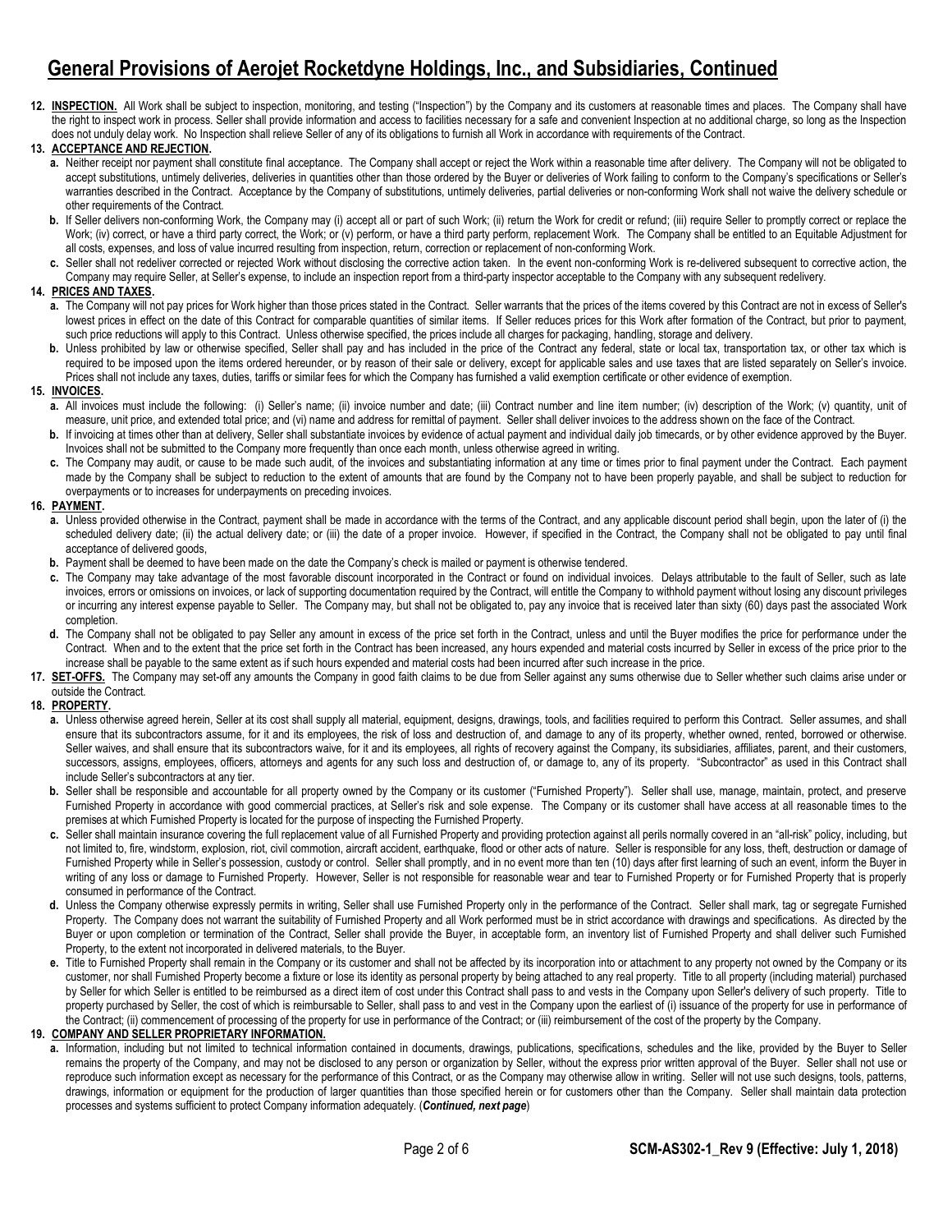# General Provisions of Aerojet Rocketdyne Holdings, Inc., and Subsidiaries, Continued

**12. INSPECTION.** All Work shall be subject to inspection, monitoring, and testing ("Inspection") by the Company and its customers at reasonable times and places. The Company shall have the right to inspect work in process. Seller shall provide information and access to facilities necessary for a safe and convenient Inspection at no additional charge, so long as the Inspection does not unduly delay work. No Inspection shall relieve Seller of any of its obligations to furnish all Work in accordance with requirements of the Contract.

**13. ACCEPTANCE AND REJECTION.**

- **a.** Neither receipt nor payment shall constitute final acceptance. The Company shall accept or reject the Work within a reasonable time after delivery. The Company will not be obligated to accept substitutions, untimely deliveries, deliveries in quantities other than those ordered by the Buyer or deliveries of Work failing to conform to the Company's specifications or Seller's warranties described in the Contract. Acceptance by the Company of substitutions, untimely deliveries, partial deliveries or non-conforming Work shall not waive the delivery schedule or other requirements of the Contract.
- **b.** If Seller delivers non-conforming Work, the Company may (i) accept all or part of such Work; (ii) return the Work for credit or refund; (iii) require Seller to promptly correct or replace the Work; (iv) correct, or have a third party correct, the Work; or (v) perform, or have a third party perform, replacement Work. The Company shall be entitled to an Equitable Adjustment for all costs, expenses, and loss of value incurred resulting from inspection, return, correction or replacement of non-conforming Work.
- **c.** Seller shall not redeliver corrected or rejected Work without disclosing the corrective action taken. In the event non-conforming Work is re-delivered subsequent to corrective action, the Company may require Seller, at Seller's expense, to include an inspection report from a third-party inspector acceptable to the Company with any subsequent redelivery.

**14. PRICES AND TAXES.**

- **a.** The Company will not pay prices for Work higher than those prices stated in the Contract. Seller warrants that the prices of the items covered by this Contract are not in excess of Seller's lowest prices in effect on the date of this Contract for comparable quantities of similar items. If Seller reduces prices for this Work after formation of the Contract, but prior to payment, such price reductions will apply to this Contract. Unless otherwise specified, the prices include all charges for packaging, handling, storage and delivery.
- **b.** Unless prohibited by law or otherwise specified, Seller shall pay and has included in the price of the Contract any federal, state or local tax, transportation tax, or other tax which is required to be imposed upon the items ordered hereunder, or by reason of their sale or delivery, except for applicable sales and use taxes that are listed separately on Seller's invoice. Prices shall not include any taxes, duties, tariffs or similar fees for which the Company has furnished a valid exemption certificate or other evidence of exemption.

**15. INVOICES.**

- **a.** All invoices must include the following: (i) Seller's name; (ii) invoice number and date; (iii) Contract number and line item number; (iv) description of the Work; (v) quantity, unit of measure, unit price, and extended total price; and (vi) name and address for remittal of payment. Seller shall deliver invoices to the address shown on the face of the Contract.
- **b.** If invoicing at times other than at delivery, Seller shall substantiate invoices by evidence of actual payment and individual daily job timecards, or by other evidence approved by the Buyer. Invoices shall not be submitted to the Company more frequently than once each month, unless otherwise agreed in writing.
- **c.** The Company may audit, or cause to be made such audit, of the invoices and substantiating information at any time or times prior to final payment under the Contract. Each payment made by the Company shall be subject to reduction to the extent of amounts that are found by the Company not to have been properly payable, and shall be subject to reduction for overpayments or to increases for underpayments on preceding invoices.

**16. PAYMENT.**

- **a.** Unless provided otherwise in the Contract, payment shall be made in accordance with the terms of the Contract, and any applicable discount period shall begin, upon the later of (i) the scheduled delivery date; (ii) the actual delivery date; or (iii) the date of a proper invoice. However, if specified in the Contract, the Company shall not be obligated to pay until final acceptance of delivered goods,
- **b.** Payment shall be deemed to have been made on the date the Company's check is mailed or payment is otherwise tendered.
- **c.** The Company may take advantage of the most favorable discount incorporated in the Contract or found on individual invoices. Delays attributable to the fault of Seller, such as late invoices, errors or omissions on invoices, or lack of supporting documentation required by the Contract, will entitle the Company to withhold payment without losing any discount privileges or incurring any interest expense payable to Seller. The Company may, but shall not be obligated to, pay any invoice that is received later than sixty (60) days past the associated Work completion.
- **d.** The Company shall not be obligated to pay Seller any amount in excess of the price set forth in the Contract, unless and until the Buyer modifies the price for performance under the Contract. When and to the extent that the price set forth in the Contract has been increased, any hours expended and material costs incurred by Seller in excess of the price prior to the increase shall be payable to the same extent as if such hours expended and material costs had been incurred after such increase in the price.

**17. SET-OFFS.** The Company may set-off any amounts the Company in good faith claims to be due from Seller against any sums otherwise due to Seller whether such claims arise under or outside the Contract.

**18. PROPERTY.**

- **a.** Unless otherwise agreed herein, Seller at its cost shall supply all material, equipment, designs, drawings, tools, and facilities required to perform this Contract. Seller assumes, and shall ensure that its subcontractors assume, for it and its employees, the risk of loss and destruction of, and damage to any of its property, whether owned, rented, borrowed or otherwise. Seller waives, and shall ensure that its subcontractors waive, for it and its employees, all rights of recovery against the Company, its subsidiaries, affiliates, parent, and their customers, successors, assigns, employees, officers, attorneys and agents for any such loss and destruction of, or damage to, any of its property. "Subcontractor" as used in this Contract shall include Seller's subcontractors at any tier.
- **b.** Seller shall be responsible and accountable for all property owned by the Company or its customer ("Furnished Property"). Seller shall use, manage, maintain, protect, and preserve Furnished Property in accordance with good commercial practices, at Seller's risk and sole expense. The Company or its customer shall have access at all reasonable times to the premises at which Furnished Property is located for the purpose of inspecting the Furnished Property.
- **c.** Seller shall maintain insurance covering the full replacement value of all Furnished Property and providing protection against all perils normally covered in an "all-risk" policy, including, but not limited to, fire, windstorm, explosion, riot, civil commotion, aircraft accident, earthquake, flood or other acts of nature. Seller is responsible for any loss, theft, destruction or damage of Furnished Property while in Seller's possession, custody or control. Seller shall promptly, and in no event more than ten (10) days after first learning of such an event, inform the Buyer in writing of any loss or damage to Furnished Property. However, Seller is not responsible for reasonable wear and tear to Furnished Property or for Furnished Property that is properly consumed in performance of the Contract.
- **d.** Unless the Company otherwise expressly permits in writing, Seller shall use Furnished Property only in the performance of the Contract. Seller shall mark, tag or segregate Furnished Property. The Company does not warrant the suitability of Furnished Property and all Work performed must be in strict accordance with drawings and specifications. As directed by the Buyer or upon completion or termination of the Contract, Seller shall provide the Buyer, in acceptable form, an inventory list of Furnished Property and shall deliver such Furnished Property, to the extent not incorporated in delivered materials, to the Buyer.
- **e.** Title to Furnished Property shall remain in the Company or its customer and shall not be affected by its incorporation into or attachment to any property not owned by the Company or its customer, nor shall Furnished Property become a fixture or lose its identity as personal property by being attached to any real property. Title to all property (including material) purchased by Seller for which Seller is entitled to be reimbursed as a direct item of cost under this Contract shall pass to and vests in the Company upon Seller's delivery of such property. Title to property purchased by Seller, the cost of which is reimbursable to Seller, shall pass to and vest in the Company upon the earliest of (i) issuance of the property for use in performance of the Contract; (ii) commencement of processing of the property for use in performance of the Contract; or (iii) reimbursement of the cost of the property by the Company.

**19. COMPANY AND SELLER PROPRIETARY INFORMATION.**

- **a.** Information, including but not limited to technical information contained in documents, drawings, publications, specifications, schedules and the like, provided by the Buyer to Seller remains the property of the Company, and may not be disclosed to any person or organization by Seller, without the express prior written approval of the Buyer. Seller shall not use or reproduce such information except as necessary for the performance of this Contract, or as the Company may otherwise allow in writing. Seller will not use such designs, tools, patterns, drawings, information or equipment for the production of larger quantities than those specified herein or for customers other than the Company. Seller shall maintain data protection processes and systems sufficient to protect Company information adequately. (***Continued, next page***)

SCM-AS302-1_Rev 9 (Effective: July 1, 2018)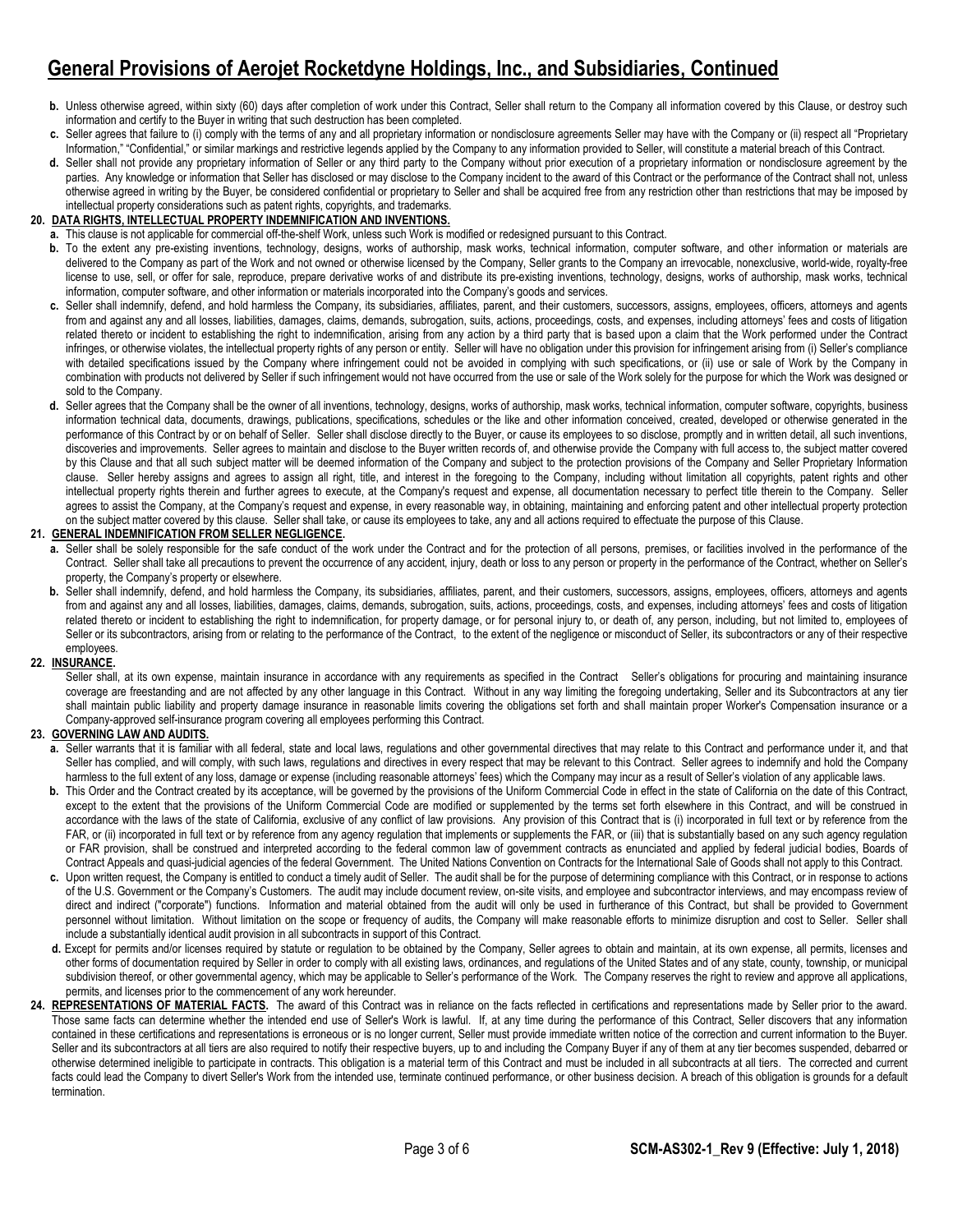b. Unless otherwise agreed, within sixty (60) days after completion of work under this Contract, Seller shall return to the Company all information covered by this Clause, or destroy such information and certify to the Buyer in writing that such destruction has been completed.

c. Seller agrees that failure to (i) comply with the terms of any and all proprietary information or nondisclosure agreements Seller may have with the Company or (ii) respect all "Proprietary Information," "Confidential," or similar markings and restrictive legends applied by the Company to any information provided to Seller, will constitute a material breach of this Contract.

d. Seller shall not provide any proprietary information of Seller or any third party to the Company without prior execution of a proprietary information or nondisclosure agreement by the parties. Any knowledge or information that Seller has disclosed or may disclose to the Company incident to the award of this Contract or the performance of the Contract shall not, unless otherwise agreed in writing by the Buyer, be considered confidential or proprietary to Seller and shall be acquired free from any restriction other than restrictions that may be imposed by intellectual property considerations such as patent rights, copyrights, and trademarks.

**20. DATA RIGHTS, INTELLECTUAL PROPERTY INDEMNIFICATION AND INVENTIONS.**

a. This clause is not applicable for commercial off-the-shelf Work, unless such Work is modified or redesigned pursuant to this Contract.

b. To the extent any pre-existing inventions, technology, designs, works of authorship, mask works, technical information, computer software, and other information or materials are delivered to the Company as part of the Work and not owned or otherwise licensed by the Company, Seller grants to the Company an irrevocable, nonexclusive, world-wide, royalty-free license to use, sell, or offer for sale, reproduce, prepare derivative works of and distribute its pre-existing inventions, technology, designs, works of authorship, mask works, technical information, computer software, and other information or materials incorporated into the Company's goods and services.

c. Seller shall indemnify, defend, and hold harmless the Company, its subsidiaries, affiliates, parent, and their customers, successors, assigns, employees, officers, attorneys and agents from and against any and all losses, liabilities, damages, claims, demands, subrogation, suits, actions, proceedings, costs, and expenses, including attorneys' fees and costs of litigation related thereto or incident to establishing the right to indemnification, arising from any action by a third party that is based upon a claim that the Work performed under the Contract infringes, or otherwise violates, the intellectual property rights of any person or entity. Seller will have no obligation under this provision for infringement arising from (i) Seller's compliance with detailed specifications issued by the Company where infringement could not be avoided in complying with such specifications, or (ii) use or sale of Work by the Company in combination with products not delivered by Seller if such infringement would not have occurred from the use or sale of the Work solely for the purpose for which the Work was designed or sold to the Company.

d. Seller agrees that the Company shall be the owner of all inventions, technology, designs, works of authorship, mask works, technical information, computer software, copyrights, business information technical data, documents, drawings, publications, specifications, schedules or the like and other information conceived, created, developed or otherwise generated in the performance of this Contract by or on behalf of Seller. Seller shall disclose directly to the Buyer, or cause its employees to so disclose, promptly and in written detail, all such inventions, discoveries and improvements. Seller agrees to maintain and disclose to the Buyer written records of, and otherwise provide the Company with full access to, the subject matter covered by this Clause and that all such subject matter will be deemed information of the Company and subject to the protection provisions of the Company and Seller Proprietary Information clause. Seller hereby assigns and agrees to assign all right, title, and interest in the foregoing to the Company, including without limitation all copyrights, patent rights and other intellectual property rights therein and further agrees to execute, at the Company's request and expense, all documentation necessary to perfect title therein to the Company. Seller agrees to assist the Company, at the Company's request and expense, in every reasonable way, in obtaining, maintaining and enforcing patent and other intellectual property protection on the subject matter covered by this clause. Seller shall take, or cause its employees to take, any and all actions required to effectuate the purpose of this Clause.

**21. GENERAL INDEMNIFICATION FROM SELLER NEGLIGENCE.**

a. Seller shall be solely responsible for the safe conduct of the work under the Contract and for the protection of all persons, premises, or facilities involved in the performance of the Contract. Seller shall take all precautions to prevent the occurrence of any accident, injury, death or loss to any person or property in the performance of the Contract, whether on Seller's property, the Company's property or elsewhere.

b. Seller shall indemnify, defend, and hold harmless the Company, its subsidiaries, affiliates, parent, and their customers, successors, assigns, employees, officers, attorneys and agents from and against any and all losses, liabilities, damages, claims, demands, subrogation, suits, actions, proceedings, costs, and expenses, including attorneys' fees and costs of litigation related thereto or incident to establishing the right to indemnification, for property damage, or for personal injury to, or death of, any person, including, but not limited to, employees of Seller or its subcontractors, arising from or relating to the performance of the Contract, to the extent of the negligence or misconduct of Seller, its subcontractors or any of their respective employees.

**22. INSURANCE.**

Seller shall, at its own expense, maintain insurance in accordance with any requirements as specified in the Contract Seller's obligations for procuring and maintaining insurance coverage are freestanding and are not affected by any other language in this Contract. Without in any way limiting the foregoing undertaking, Seller and its Subcontractors at any tier shall maintain public liability and property damage insurance in reasonable limits covering the obligations set forth and shall maintain proper Worker's Compensation insurance or a Company-approved self-insurance program covering all employees performing this Contract.

**23. GOVERNING LAW AND AUDITS.**

a. Seller warrants that it is familiar with all federal, state and local laws, regulations and other governmental directives that may relate to this Contract and performance under it, and that Seller has complied, and will comply, with such laws, regulations and directives in every respect that may be relevant to this Contract. Seller agrees to indemnify and hold the Company harmless to the full extent of any loss, damage or expense (including reasonable attorneys' fees) which the Company may incur as a result of Seller's violation of any applicable laws.

b. This Order and the Contract created by its acceptance, will be governed by the provisions of the Uniform Commercial Code in effect in the state of California on the date of this Contract, except to the extent that the provisions of the Uniform Commercial Code are modified or supplemented by the terms set forth elsewhere in this Contract, and will be construed in accordance with the laws of the state of California, exclusive of any conflict of law provisions. Any provision of this Contract that is (i) incorporated in full text or by reference from the FAR, or (ii) incorporated in full text or by reference from any agency regulation that implements or supplements the FAR, or (iii) that is substantially based on any such agency regulation or FAR provision, shall be construed and interpreted according to the federal common law of government contracts as enunciated and applied by federal judicial bodies, Boards of Contract Appeals and quasi-judicial agencies of the federal Government. The United Nations Convention on Contracts for the International Sale of Goods shall not apply to this Contract.

c. Upon written request, the Company is entitled to conduct a timely audit of Seller. The audit shall be for the purpose of determining compliance with this Contract, or in response to actions of the U.S. Government or the Company's Customers. The audit may include document review, on-site visits, and employee and subcontractor interviews, and may encompass review of direct and indirect ("corporate") functions. Information and material obtained from the audit will only be used in furtherance of this Contract, but shall be provided to Government personnel without limitation. Without limitation on the scope or frequency of audits, the Company will make reasonable efforts to minimize disruption and cost to Seller. Seller shall include a substantially identical audit provision in all subcontracts in support of this Contract.

d. Except for permits and/or licenses required by statute or regulation to be obtained by the Company, Seller agrees to obtain and maintain, at its own expense, all permits, licenses and other forms of documentation required by Seller in order to comply with all existing laws, ordinances, and regulations of the United States and of any state, county, township, or municipal subdivision thereof, or other governmental agency, which may be applicable to Seller's performance of the Work. The Company reserves the right to review and approve all applications, permits, and licenses prior to the commencement of any work hereunder.

**24. REPRESENTATIONS OF MATERIAL FACTS.** The award of this Contract was in reliance on the facts reflected in certifications and representations made by Seller prior to the award. Those same facts can determine whether the intended end use of Seller's Work is lawful. If, at any time during the performance of this Contract, Seller discovers that any information contained in these certifications and representations is erroneous or is no longer current, Seller must provide immediate written notice of the correction and current information to the Buyer. Seller and its subcontractors at all tiers are also required to notify their respective buyers, up to and including the Company Buyer if any of them at any tier becomes suspended, debarred or otherwise determined ineligible to participate in contracts. This obligation is a material term of this Contract and must be included in all subcontracts at all tiers. The corrected and current facts could lead the Company to divert Seller's Work from the intended use, terminate continued performance, or other business decision. A breach of this obligation is grounds for a default termination.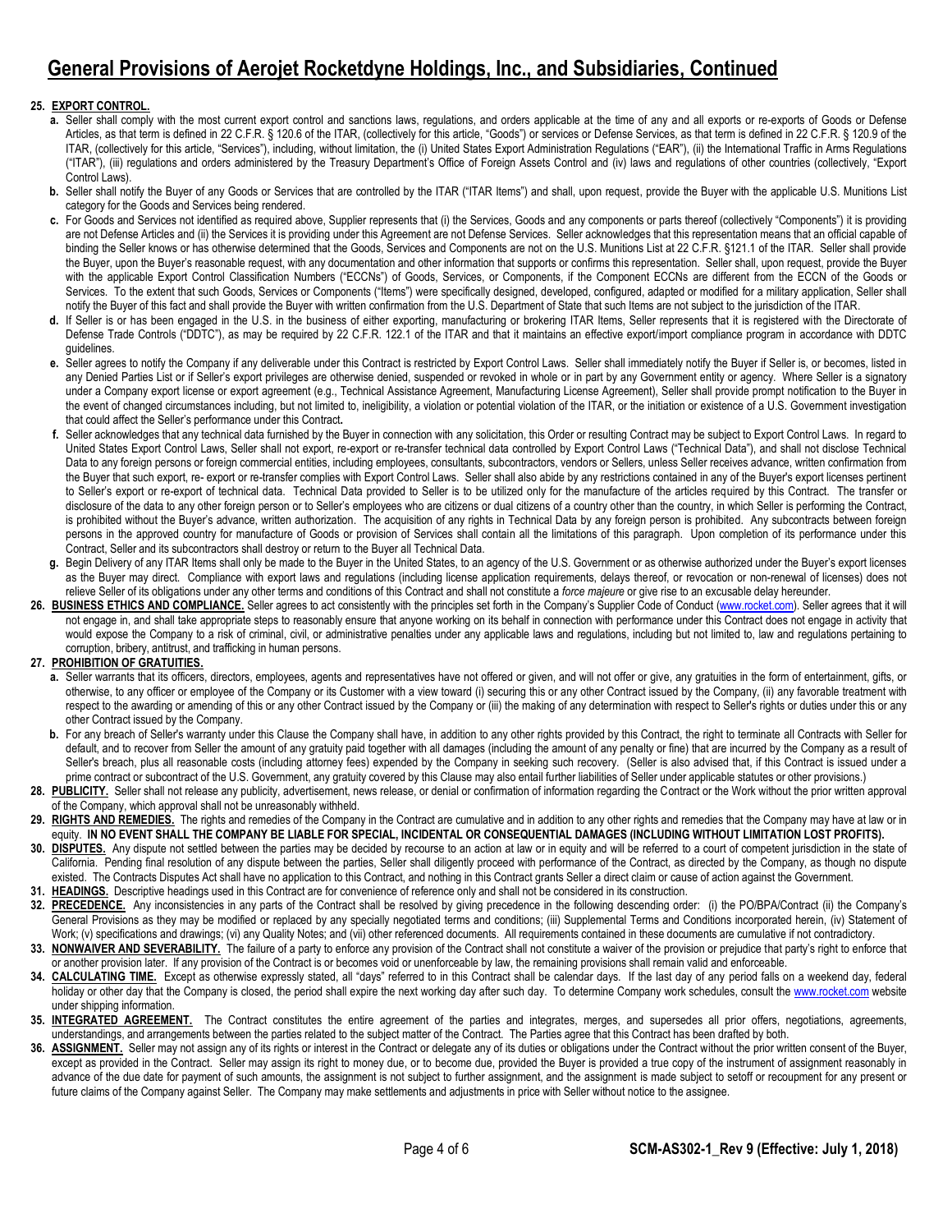# General Provisions of Aerojet Rocketdyne Holdings, Inc., and Subsidiaries, Continued

**25. EXPORT CONTROL.**

- **a.** Seller shall comply with the most current export control and sanctions laws, regulations, and orders applicable at the time of any and all exports or re-exports of Goods or Defense Articles, as that term is defined in 22 C.F.R. § 120.6 of the ITAR, (collectively for this article, "Goods") or services or Defense Services, as that term is defined in 22 C.F.R. § 120.9 of the ITAR, (collectively for this article, "Services"), including, without limitation, the (i) United States Export Administration Regulations ("EAR"), (ii) the International Traffic in Arms Regulations ("ITAR"), (iii) regulations and orders administered by the Treasury Department's Office of Foreign Assets Control and (iv) laws and regulations of other countries (collectively, "Export Control Laws).
- **b.** Seller shall notify the Buyer of any Goods or Services that are controlled by the ITAR ("ITAR Items") and shall, upon request, provide the Buyer with the applicable U.S. Munitions List category for the Goods and Services being rendered.
- **c.** For Goods and Services not identified as required above, Supplier represents that (i) the Services, Goods and any components or parts thereof (collectively "Components") it is providing are not Defense Articles and (ii) the Services it is providing under this Agreement are not Defense Services. Seller acknowledges that this representation means that an official capable of binding the Seller knows or has otherwise determined that the Goods, Services and Components are not on the U.S. Munitions List at 22 C.F.R. §121.1 of the ITAR. Seller shall provide the Buyer, upon the Buyer's reasonable request, with any documentation and other information that supports or confirms this representation. Seller shall, upon request, provide the Buyer with the applicable Export Control Classification Numbers ("ECCNs") of Goods, Services, or Components, if the Component ECCNs are different from the ECCN of the Goods or Services. To the extent that such Goods, Services or Components ("Items") were specifically designed, developed, configured, adapted or modified for a military application, Seller shall notify the Buyer of this fact and shall provide the Buyer with written confirmation from the U.S. Department of State that such Items are not subject to the jurisdiction of the ITAR.
- **d.** If Seller is or has been engaged in the U.S. in the business of either exporting, manufacturing or brokering ITAR Items, Seller represents that it is registered with the Directorate of Defense Trade Controls ("DDTC"), as may be required by 22 C.F.R. 122.1 of the ITAR and that it maintains an effective export/import compliance program in accordance with DDTC guidelines.
- **e.** Seller agrees to notify the Company if any deliverable under this Contract is restricted by Export Control Laws. Seller shall immediately notify the Buyer if Seller is, or becomes, listed in any Denied Parties List or if Seller's export privileges are otherwise denied, suspended or revoked in whole or in part by any Government entity or agency. Where Seller is a signatory under a Company export license or export agreement (e.g., Technical Assistance Agreement, Manufacturing License Agreement), Seller shall provide prompt notification to the Buyer in the event of changed circumstances including, but not limited to, ineligibility, a violation or potential violation of the ITAR, or the initiation or existence of a U.S. Government investigation that could affect the Seller's performance under this Contract**.**
- **f.** Seller acknowledges that any technical data furnished by the Buyer in connection with any solicitation, this Order or resulting Contract may be subject to Export Control Laws. In regard to United States Export Control Laws, Seller shall not export, re-export or re-transfer technical data controlled by Export Control Laws ("Technical Data"), and shall not disclose Technical Data to any foreign persons or foreign commercial entities, including employees, consultants, subcontractors, vendors or Sellers, unless Seller receives advance, written confirmation from the Buyer that such export, re- export or re-transfer complies with Export Control Laws. Seller shall also abide by any restrictions contained in any of the Buyer's export licenses pertinent to Seller's export or re-export of technical data. Technical Data provided to Seller is to be utilized only for the manufacture of the articles required by this Contract. The transfer or disclosure of the data to any other foreign person or to Seller's employees who are citizens or dual citizens of a country other than the country, in which Seller is performing the Contract, is prohibited without the Buyer's advance, written authorization. The acquisition of any rights in Technical Data by any foreign person is prohibited. Any subcontracts between foreign persons in the approved country for manufacture of Goods or provision of Services shall contain all the limitations of this paragraph. Upon completion of its performance under this Contract, Seller and its subcontractors shall destroy or return to the Buyer all Technical Data.
- **g.** Begin Delivery of any ITAR Items shall only be made to the Buyer in the United States, to an agency of the U.S. Government or as otherwise authorized under the Buyer's export licenses as the Buyer may direct. Compliance with export laws and regulations (including license application requirements, delays thereof, or revocation or non-renewal of licenses) does not relieve Seller of its obligations under any other terms and conditions of this Contract and shall not constitute a *force majeure* or give rise to an excusable delay hereunder.

**26. BUSINESS ETHICS AND COMPLIANCE.** Seller agrees to act consistently with the principles set forth in the Company's Supplier Code of Conduct (www.rocket.com). Seller agrees that it will not engage in, and shall take appropriate steps to reasonably ensure that anyone working on its behalf in connection with performance under this Contract does not engage in activity that would expose the Company to a risk of criminal, civil, or administrative penalties under any applicable laws and regulations, including but not limited to, law and regulations pertaining to corruption, bribery, antitrust, and trafficking in human persons.

**27. PROHIBITION OF GRATUITIES.**

- **a.** Seller warrants that its officers, directors, employees, agents and representatives have not offered or given, and will not offer or give, any gratuities in the form of entertainment, gifts, or otherwise, to any officer or employee of the Company or its Customer with a view toward (i) securing this or any other Contract issued by the Company, (ii) any favorable treatment with respect to the awarding or amending of this or any other Contract issued by the Company or (iii) the making of any determination with respect to Seller's rights or duties under this or any other Contract issued by the Company.
- **b.** For any breach of Seller's warranty under this Clause the Company shall have, in addition to any other rights provided by this Contract, the right to terminate all Contracts with Seller for default, and to recover from Seller the amount of any gratuity paid together with all damages (including the amount of any penalty or fine) that are incurred by the Company as a result of Seller's breach, plus all reasonable costs (including attorney fees) expended by the Company in seeking such recovery. (Seller is also advised that, if this Contract is issued under a prime contract or subcontract of the U.S. Government, any gratuity covered by this Clause may also entail further liabilities of Seller under applicable statutes or other provisions.)

**28. PUBLICITY.** Seller shall not release any publicity, advertisement, news release, or denial or confirmation of information regarding the Contract or the Work without the prior written approval of the Company, which approval shall not be unreasonably withheld.

**29. RIGHTS AND REMEDIES.** The rights and remedies of the Company in the Contract are cumulative and in addition to any other rights and remedies that the Company may have at law or in equity. **IN NO EVENT SHALL THE COMPANY BE LIABLE FOR SPECIAL, INCIDENTAL OR CONSEQUENTIAL DAMAGES (INCLUDING WITHOUT LIMITATION LOST PROFITS).**

**30. DISPUTES.** Any dispute not settled between the parties may be decided by recourse to an action at law or in equity and will be referred to a court of competent jurisdiction in the state of California. Pending final resolution of any dispute between the parties, Seller shall diligently proceed with performance of the Contract, as directed by the Company, as though no dispute existed. The Contracts Disputes Act shall have no application to this Contract, and nothing in this Contract grants Seller a direct claim or cause of action against the Government.

**31. HEADINGS.** Descriptive headings used in this Contract are for convenience of reference only and shall not be considered in its construction.

**32. PRECEDENCE.** Any inconsistencies in any parts of the Contract shall be resolved by giving precedence in the following descending order: (i) the PO/BPA/Contract (ii) the Company's General Provisions as they may be modified or replaced by any specially negotiated terms and conditions; (iii) Supplemental Terms and Conditions incorporated herein, (iv) Statement of Work; (v) specifications and drawings; (vi) any Quality Notes; and (vii) other referenced documents. All requirements contained in these documents are cumulative if not contradictory.

**33. NONWAIVER AND SEVERABILITY.** The failure of a party to enforce any provision of the Contract shall not constitute a waiver of the provision or prejudice that party's right to enforce that or another provision later. If any provision of the Contract is or becomes void or unenforceable by law, the remaining provisions shall remain valid and enforceable.

**34. CALCULATING TIME.** Except as otherwise expressly stated, all "days" referred to in this Contract shall be calendar days. If the last day of any period falls on a weekend day, federal holiday or other day that the Company is closed, the period shall expire the next working day after such day. To determine Company work schedules, consult the www.rocket.com website under shipping information.

**35. INTEGRATED AGREEMENT.** The Contract constitutes the entire agreement of the parties and integrates, merges, and supersedes all prior offers, negotiations, agreements, understandings, and arrangements between the parties related to the subject matter of the Contract. The Parties agree that this Contract has been drafted by both.

**36. ASSIGNMENT.** Seller may not assign any of its rights or interest in the Contract or delegate any of its duties or obligations under the Contract without the prior written consent of the Buyer, except as provided in the Contract. Seller may assign its right to money due, or to become due, provided the Buyer is provided a true copy of the instrument of assignment reasonably in advance of the due date for payment of such amounts, the assignment is not subject to further assignment, and the assignment is made subject to setoff or recoupment for any present or future claims of the Company against Seller. The Company may make settlements and adjustments in price with Seller without notice to the assignee.

**SCM-AS302-1_Rev 9 (Effective: July 1, 2018)**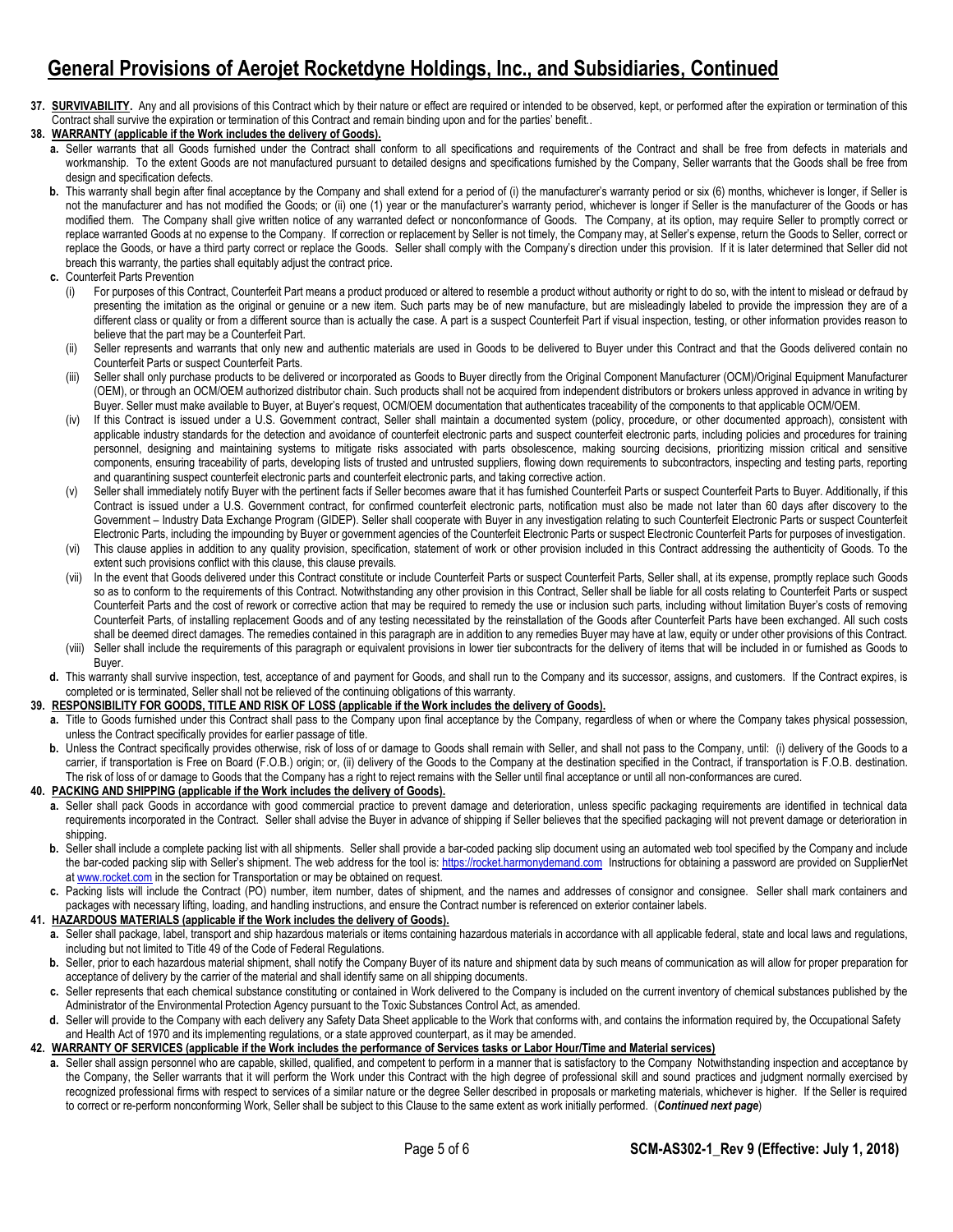# General Provisions of Aerojet Rocketdyne Holdings, Inc., and Subsidiaries, Continued

**37. SURVIVABILITY.** Any and all provisions of this Contract which by their nature or effect are required or intended to be observed, kept, or performed after the expiration or termination of this Contract shall survive the expiration or termination of this Contract and remain binding upon and for the parties' benefit..

**38. WARRANTY (applicable if the Work includes the delivery of Goods).**

**a.** Seller warrants that all Goods furnished under the Contract shall conform to all specifications and requirements of the Contract and shall be free from defects in materials and workmanship. To the extent Goods are not manufactured pursuant to detailed designs and specifications furnished by the Company, Seller warrants that the Goods shall be free from design and specification defects.

**b.** This warranty shall begin after final acceptance by the Company and shall extend for a period of (i) the manufacturer's warranty period or six (6) months, whichever is longer, if Seller is not the manufacturer and has not modified the Goods; or (ii) one (1) year or the manufacturer's warranty period, whichever is longer if Seller is the manufacturer of the Goods or has modified them. The Company shall give written notice of any warranted defect or nonconformance of Goods. The Company, at its option, may require Seller to promptly correct or replace warranted Goods at no expense to the Company. If correction or replacement by Seller is not timely, the Company may, at Seller's expense, return the Goods to Seller, correct or replace the Goods, or have a third party correct or replace the Goods. Seller shall comply with the Company's direction under this provision. If it is later determined that Seller did not breach this warranty, the parties shall equitably adjust the contract price.

**c.** Counterfeit Parts Prevention

(i) For purposes of this Contract, Counterfeit Part means a product produced or altered to resemble a product without authority or right to do so, with the intent to mislead or defraud by presenting the imitation as the original or genuine or a new item. Such parts may be of new manufacture, but are misleadingly labeled to provide the impression they are of a different class or quality or from a different source than is actually the case. A part is a suspect Counterfeit Part if visual inspection, testing, or other information provides reason to believe that the part may be a Counterfeit Part.

(ii) Seller represents and warrants that only new and authentic materials are used in Goods to be delivered to Buyer under this Contract and that the Goods delivered contain no Counterfeit Parts or suspect Counterfeit Parts.

(iii) Seller shall only purchase products to be delivered or incorporated as Goods to Buyer directly from the Original Component Manufacturer (OCM)/Original Equipment Manufacturer (OEM), or through an OCM/OEM authorized distributor chain. Such products shall not be acquired from independent distributors or brokers unless approved in advance in writing by Buyer. Seller must make available to Buyer, at Buyer's request, OCM/OEM documentation that authenticates traceability of the components to that applicable OCM/OEM.

(iv) If this Contract is issued under a U.S. Government contract, Seller shall maintain a documented system (policy, procedure, or other documented approach), consistent with applicable industry standards for the detection and avoidance of counterfeit electronic parts and suspect counterfeit electronic parts, including policies and procedures for training personnel, designing and maintaining systems to mitigate risks associated with parts obsolescence, making sourcing decisions, prioritizing mission critical and sensitive components, ensuring traceability of parts, developing lists of trusted and untrusted suppliers, flowing down requirements to subcontractors, inspecting and testing parts, reporting and quarantining suspect counterfeit electronic parts and counterfeit electronic parts, and taking corrective action.

(v) Seller shall immediately notify Buyer with the pertinent facts if Seller becomes aware that it has furnished Counterfeit Parts or suspect Counterfeit Parts to Buyer. Additionally, if this Contract is issued under a U.S. Government contract, for confirmed counterfeit electronic parts, notification must also be made not later than 60 days after discovery to the Government – Industry Data Exchange Program (GIDEP). Seller shall cooperate with Buyer in any investigation relating to such Counterfeit Electronic Parts or suspect Counterfeit Electronic Parts, including the impounding by Buyer or government agencies of the Counterfeit Electronic Parts or suspect Electronic Counterfeit Parts for purposes of investigation.

(vi) This clause applies in addition to any quality provision, specification, statement of work or other provision included in this Contract addressing the authenticity of Goods. To the extent such provisions conflict with this clause, this clause prevails.

(vii) In the event that Goods delivered under this Contract constitute or include Counterfeit Parts or suspect Counterfeit Parts, Seller shall, at its expense, promptly replace such Goods so as to conform to the requirements of this Contract. Notwithstanding any other provision in this Contract, Seller shall be liable for all costs relating to Counterfeit Parts or suspect Counterfeit Parts and the cost of rework or corrective action that may be required to remedy the use or inclusion such parts, including without limitation Buyer's costs of removing Counterfeit Parts, of installing replacement Goods and of any testing necessitated by the reinstallation of the Goods after Counterfeit Parts have been exchanged. All such costs shall be deemed direct damages. The remedies contained in this paragraph are in addition to any remedies Buyer may have at law, equity or under other provisions of this Contract.

(viii) Seller shall include the requirements of this paragraph or equivalent provisions in lower tier subcontracts for the delivery of items that will be included in or furnished as Goods to Buyer.

**d.** This warranty shall survive inspection, test, acceptance of and payment for Goods, and shall run to the Company and its successor, assigns, and customers. If the Contract expires, is completed or is terminated, Seller shall not be relieved of the continuing obligations of this warranty.

**39. RESPONSIBILITY FOR GOODS, TITLE AND RISK OF LOSS (applicable if the Work includes the delivery of Goods).**

**a.** Title to Goods furnished under this Contract shall pass to the Company upon final acceptance by the Company, regardless of when or where the Company takes physical possession, unless the Contract specifically provides for earlier passage of title.

**b.** Unless the Contract specifically provides otherwise, risk of loss of or damage to Goods shall remain with Seller, and shall not pass to the Company, until: (i) delivery of the Goods to a carrier, if transportation is Free on Board (F.O.B.) origin; or, (ii) delivery of the Goods to the Company at the destination specified in the Contract, if transportation is F.O.B. destination. The risk of loss of or damage to Goods that the Company has a right to reject remains with the Seller until final acceptance or until all non-conformances are cured.

**40. PACKING AND SHIPPING (applicable if the Work includes the delivery of Goods).**

**a.** Seller shall pack Goods in accordance with good commercial practice to prevent damage and deterioration, unless specific packaging requirements are identified in technical data requirements incorporated in the Contract. Seller shall advise the Buyer in advance of shipping if Seller believes that the specified packaging will not prevent damage or deterioration in shipping.

**b.** Seller shall include a complete packing list with all shipments. Seller shall provide a bar-coded packing slip document using an automated web tool specified by the Company and include the bar-coded packing slip with Seller's shipment. The web address for the tool is: https://rocket.harmonydemand.com Instructions for obtaining a password are provided on SupplierNet at www.rocket.com in the section for Transportation or may be obtained on request.

**c.** Packing lists will include the Contract (PO) number, item number, dates of shipment, and the names and addresses of consignor and consignee. Seller shall mark containers and packages with necessary lifting, loading, and handling instructions, and ensure the Contract number is referenced on exterior container labels.

**41. HAZARDOUS MATERIALS (applicable if the Work includes the delivery of Goods).**

**a.** Seller shall package, label, transport and ship hazardous materials or items containing hazardous materials in accordance with all applicable federal, state and local laws and regulations, including but not limited to Title 49 of the Code of Federal Regulations.

**b.** Seller, prior to each hazardous material shipment, shall notify the Company Buyer of its nature and shipment data by such means of communication as will allow for proper preparation for acceptance of delivery by the carrier of the material and shall identify same on all shipping documents.

**c.** Seller represents that each chemical substance constituting or contained in Work delivered to the Company is included on the current inventory of chemical substances published by the Administrator of the Environmental Protection Agency pursuant to the Toxic Substances Control Act, as amended.

**d.** Seller will provide to the Company with each delivery any Safety Data Sheet applicable to the Work that conforms with, and contains the information required by, the Occupational Safety and Health Act of 1970 and its implementing regulations, or a state approved counterpart, as it may be amended.

**42. WARRANTY OF SERVICES (applicable if the Work includes the performance of Services tasks or Labor Hour/Time and Material services)**

**a.** Seller shall assign personnel who are capable, skilled, qualified, and competent to perform in a manner that is satisfactory to the Company Notwithstanding inspection and acceptance by the Company, the Seller warrants that it will perform the Work under this Contract with the high degree of professional skill and sound practices and judgment normally exercised by recognized professional firms with respect to services of a similar nature or the degree Seller described in proposals or marketing materials, whichever is higher. If the Seller is required to correct or re-perform nonconforming Work, Seller shall be subject to this Clause to the same extent as work initially performed. (***Continued next page***)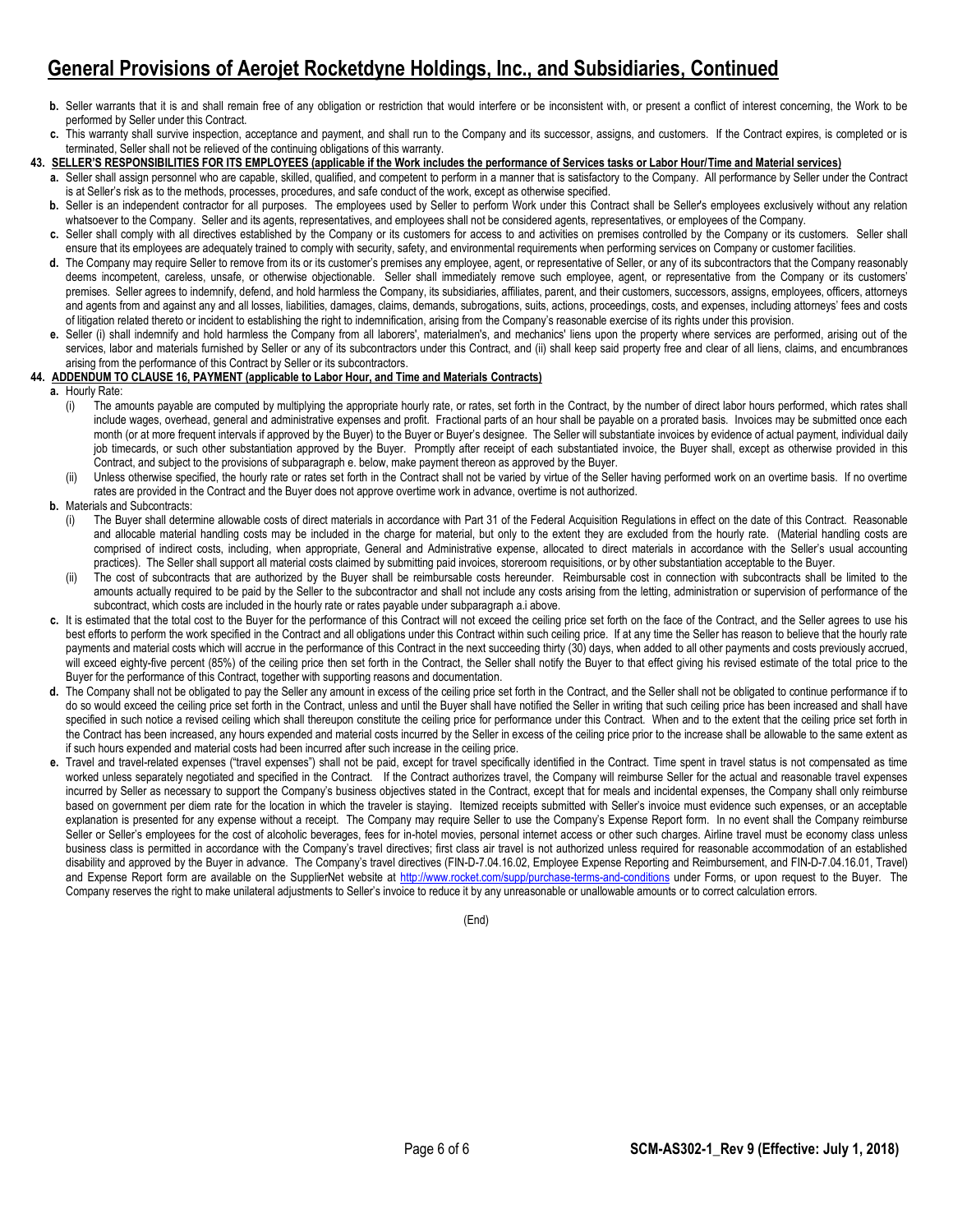## General Provisions of Aerojet Rocketdyne Holdings, Inc., and Subsidiaries, Continued

- **b.** Seller warrants that it is and shall remain free of any obligation or restriction that would interfere or be inconsistent with, or present a conflict of interest concerning, the Work to be performed by Seller under this Contract.
- **c.** This warranty shall survive inspection, acceptance and payment, and shall run to the Company and its successor, assigns, and customers. If the Contract expires, is completed or is terminated, Seller shall not be relieved of the continuing obligations of this warranty.

**43. SELLER'S RESPONSIBILITIES FOR ITS EMPLOYEES (applicable if the Work includes the performance of Services tasks or Labor Hour/Time and Material services)**

- **a.** Seller shall assign personnel who are capable, skilled, qualified, and competent to perform in a manner that is satisfactory to the Company. All performance by Seller under the Contract is at Seller's risk as to the methods, processes, procedures, and safe conduct of the work, except as otherwise specified.
- **b.** Seller is an independent contractor for all purposes. The employees used by Seller to perform Work under this Contract shall be Seller's employees exclusively without any relation whatsoever to the Company. Seller and its agents, representatives, and employees shall not be considered agents, representatives, or employees of the Company.
- **c.** Seller shall comply with all directives established by the Company or its customers for access to and activities on premises controlled by the Company or its customers. Seller shall ensure that its employees are adequately trained to comply with security, safety, and environmental requirements when performing services on Company or customer facilities.
- **d.** The Company may require Seller to remove from its or its customer's premises any employee, agent, or representative of Seller, or any of its subcontractors that the Company reasonably deems incompetent, careless, unsafe, or otherwise objectionable. Seller shall immediately remove such employee, agent, or representative from the Company or its customers' premises. Seller agrees to indemnify, defend, and hold harmless the Company, its subsidiaries, affiliates, parent, and their customers, successors, assigns, employees, officers, attorneys and agents from and against any and all losses, liabilities, damages, claims, demands, subrogations, suits, actions, proceedings, costs, and expenses, including attorneys' fees and costs of litigation related thereto or incident to establishing the right to indemnification, arising from the Company's reasonable exercise of its rights under this provision.
- **e.** Seller (i) shall indemnify and hold harmless the Company from all laborers', materialmen's, and mechanics' liens upon the property where services are performed, arising out of the services, labor and materials furnished by Seller or any of its subcontractors under this Contract, and (ii) shall keep said property free and clear of all liens, claims, and encumbrances arising from the performance of this Contract by Seller or its subcontractors.

**44. ADDENDUM TO CLAUSE 16, PAYMENT (applicable to Labor Hour, and Time and Materials Contracts)**

- **a.** Hourly Rate:
  - (i) The amounts payable are computed by multiplying the appropriate hourly rate, or rates, set forth in the Contract, by the number of direct labor hours performed, which rates shall include wages, overhead, general and administrative expenses and profit. Fractional parts of an hour shall be payable on a prorated basis. Invoices may be submitted once each month (or at more frequent intervals if approved by the Buyer) to the Buyer or Buyer's designee. The Seller will substantiate invoices by evidence of actual payment, individual daily job timecards, or such other substantiation approved by the Buyer. Promptly after receipt of each substantiated invoice, the Buyer shall, except as otherwise provided in this Contract, and subject to the provisions of subparagraph e. below, make payment thereon as approved by the Buyer.
  - (ii) Unless otherwise specified, the hourly rate or rates set forth in the Contract shall not be varied by virtue of the Seller having performed work on an overtime basis. If no overtime rates are provided in the Contract and the Buyer does not approve overtime work in advance, overtime is not authorized.
- **b.** Materials and Subcontracts:
  - (i) The Buyer shall determine allowable costs of direct materials in accordance with Part 31 of the Federal Acquisition Regulations in effect on the date of this Contract. Reasonable and allocable material handling costs may be included in the charge for material, but only to the extent they are excluded from the hourly rate. (Material handling costs are comprised of indirect costs, including, when appropriate, General and Administrative expense, allocated to direct materials in accordance with the Seller's usual accounting practices). The Seller shall support all material costs claimed by submitting paid invoices, storeroom requisitions, or by other substantiation acceptable to the Buyer.
  - (ii) The cost of subcontracts that are authorized by the Buyer shall be reimbursable costs hereunder. Reimbursable cost in connection with subcontracts shall be limited to the amounts actually required to be paid by the Seller to the subcontractor and shall not include any costs arising from the letting, administration or supervision of performance of the subcontract, which costs are included in the hourly rate or rates payable under subparagraph a.i above.
- **c.** It is estimated that the total cost to the Buyer for the performance of this Contract will not exceed the ceiling price set forth on the face of the Contract, and the Seller agrees to use his best efforts to perform the work specified in the Contract and all obligations under this Contract within such ceiling price. If at any time the Seller has reason to believe that the hourly rate payments and material costs which will accrue in the performance of this Contract in the next succeeding thirty (30) days, when added to all other payments and costs previously accrued, will exceed eighty-five percent (85%) of the ceiling price then set forth in the Contract, the Seller shall notify the Buyer to that effect giving his revised estimate of the total price to the Buyer for the performance of this Contract, together with supporting reasons and documentation.
- **d.** The Company shall not be obligated to pay the Seller any amount in excess of the ceiling price set forth in the Contract, and the Seller shall not be obligated to continue performance if to do so would exceed the ceiling price set forth in the Contract, unless and until the Buyer shall have notified the Seller in writing that such ceiling price has been increased and shall have specified in such notice a revised ceiling which shall thereupon constitute the ceiling price for performance under this Contract. When and to the extent that the ceiling price set forth in the Contract has been increased, any hours expended and material costs incurred by the Seller in excess of the ceiling price prior to the increase shall be allowable to the same extent as if such hours expended and material costs had been incurred after such increase in the ceiling price.
- **e.** Travel and travel-related expenses ("travel expenses") shall not be paid, except for travel specifically identified in the Contract. Time spent in travel status is not compensated as time worked unless separately negotiated and specified in the Contract. If the Contract authorizes travel, the Company will reimburse Seller for the actual and reasonable travel expenses incurred by Seller as necessary to support the Company's business objectives stated in the Contract, except that for meals and incidental expenses, the Company shall only reimburse based on government per diem rate for the location in which the traveler is staying. Itemized receipts submitted with Seller's invoice must evidence such expenses, or an acceptable explanation is presented for any expense without a receipt. The Company may require Seller to use the Company's Expense Report form. In no event shall the Company reimburse Seller or Seller's employees for the cost of alcoholic beverages, fees for in-hotel movies, personal internet access or other such charges. Airline travel must be economy class unless business class is permitted in accordance with the Company's travel directives; first class air travel is not authorized unless required for reasonable accommodation of an established disability and approved by the Buyer in advance. The Company's travel directives (FIN-D-7.04.16.02, Employee Expense Reporting and Reimbursement, and FIN-D-7.04.16.01, Travel) and Expense Report form are available on the SupplierNet website at http://www.rocket.com/supp/purchase-terms-and-conditions under Forms, or upon request to the Buyer. The Company reserves the right to make unilateral adjustments to Seller's invoice to reduce it by any unreasonable or unallowable amounts or to correct calculation errors.

(End)